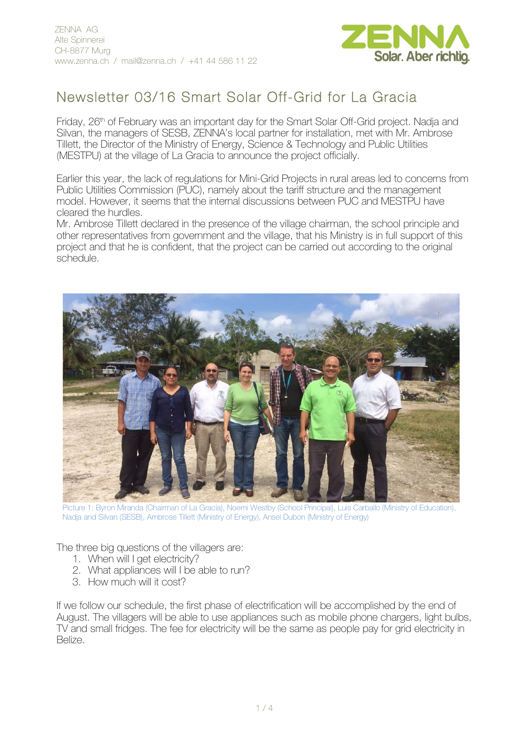ZENNA AG
Alte Spinnerei
CH-8877 Murg
www.zenna.ch / mail@zenna.ch / +41 44 586 11 22

ZENNA
Solar. Aber richtig.

# Newsletter 03/16 Smart Solar Off-Grid for La Gracia

Friday, 26th of February was an important day for the Smart Solar Off-Grid project. Nadja and Silvan, the managers of SESB, ZENNA's local partner for installation, met with Mr. Ambrose Tillett, the Director of the Ministry of Energy, Science & Technology and Public Utilities (MESTPU) at the village of La Gracia to announce the project officially.

Earlier this year, the lack of regulations for Mini-Grid Projects in rural areas led to concerns from Public Utilities Commission (PUC), namely about the tariff structure and the management model. However, it seems that the internal discussions between PUC and MESTPU have cleared the hurdles.
Mr. Ambrose Tillett declared in the presence of the village chairman, the school principle and other representatives from government and the village, that his Ministry is in full support of this project and that he is confident, that the project can be carried out according to the original schedule.

Picture 1: Byron Miranda (Chairman of La Gracia), Noemi Westby (School Principal), Luis Carballo (Ministry of Education), Nadja and Silvan (SESB), Ambrose Tillett (Ministry of Energy), Ansel Dubon (Ministry of Energy)

The three big questions of the villagers are:

1. When will I get electricity?
2. What appliances will I be able to run?
3. How much will it cost?

If we follow our schedule, the first phase of electrification will be accomplished by the end of August. The villagers will be able to use appliances such as mobile phone chargers, light bulbs, TV and small fridges. The fee for electricity will be the same as people pay for grid electricity in Belize.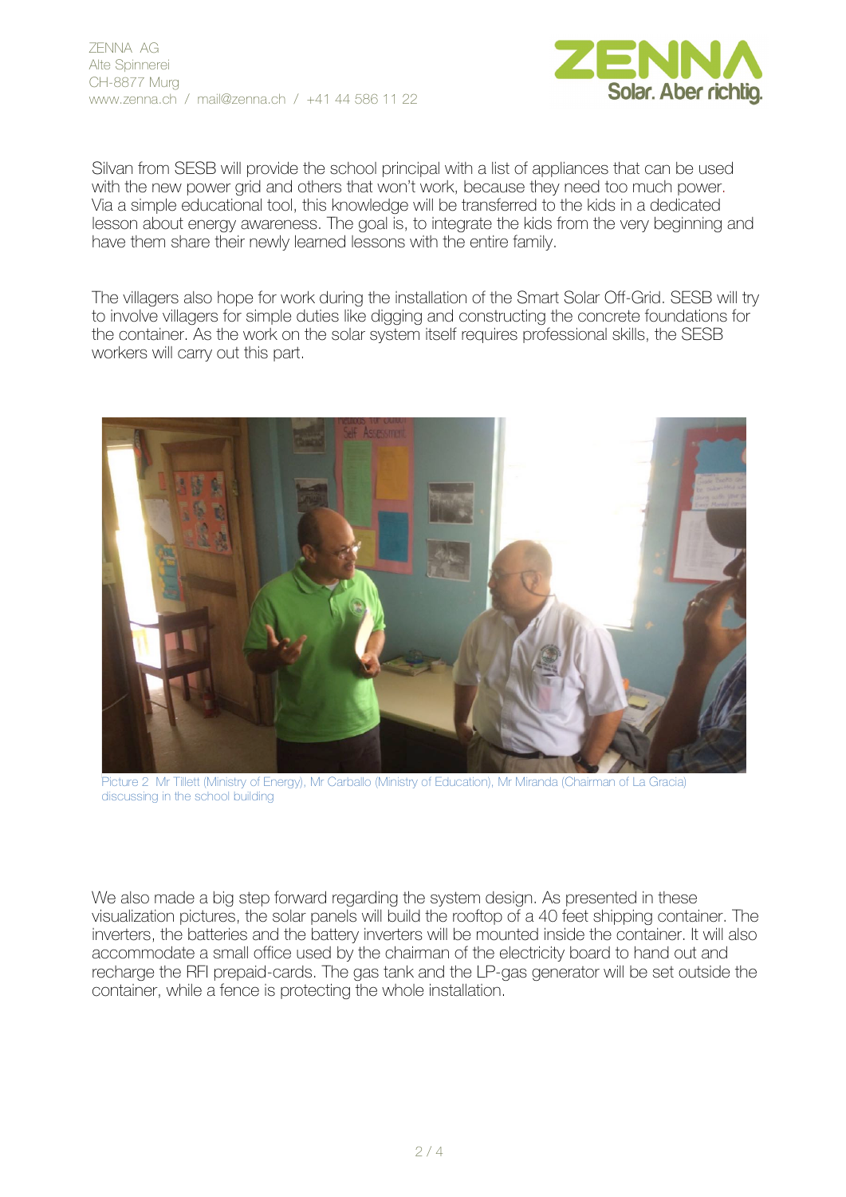Silvan from SESB will provide the school principal with a list of appliances that can be used with the new power grid and others that won't work, because they need too much power. Via a simple educational tool, this knowledge will be transferred to the kids in a dedicated lesson about energy awareness. The goal is, to integrate the kids from the very beginning and have them share their newly learned lessons with the entire family.

The villagers also hope for work during the installation of the Smart Solar Off-Grid. SESB will try to involve villagers for simple duties like digging and constructing the concrete foundations for the container. As the work on the solar system itself requires professional skills, the SESB workers will carry out this part.

Picture 2 Mr Tillett (Ministry of Energy), Mr Carballo (Ministry of Education), Mr Miranda (Chairman of La Gracia) discussing in the school building

We also made a big step forward regarding the system design. As presented in these visualization pictures, the solar panels will build the rooftop of a 40 feet shipping container. The inverters, the batteries and the battery inverters will be mounted inside the container. It will also accommodate a small office used by the chairman of the electricity board to hand out and recharge the RFI prepaid-cards. The gas tank and the LP-gas generator will be set outside the container, while a fence is protecting the whole installation.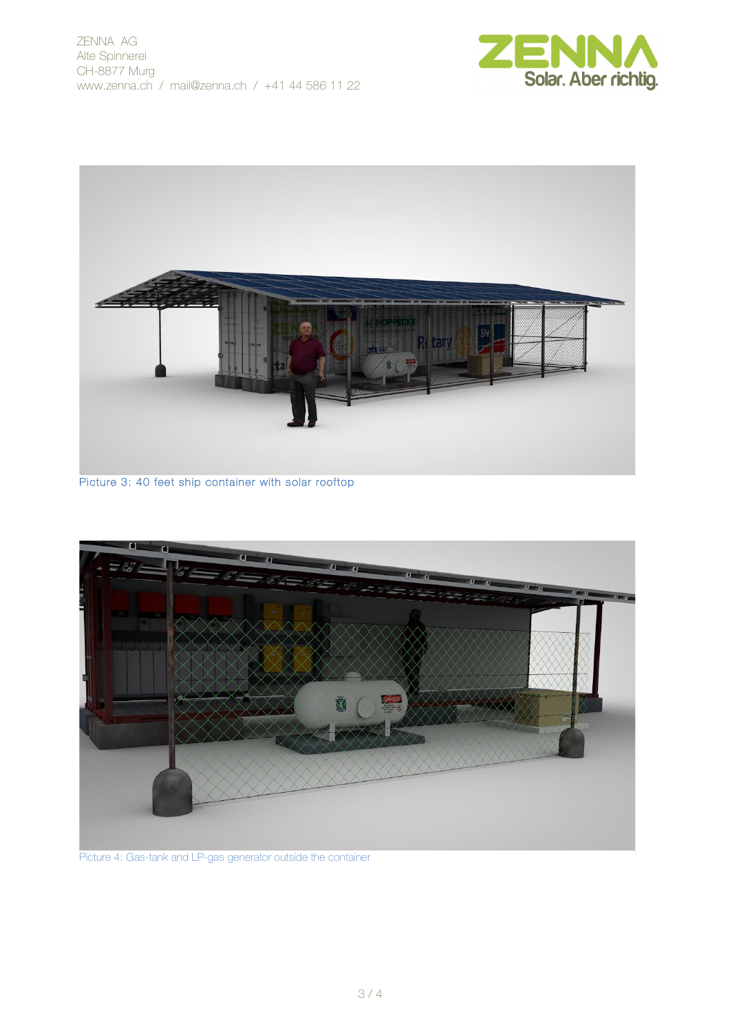Picture 3: 40 feet ship container with solar rooftop

Picture 4: Gas-tank and LP-gas generator outside the container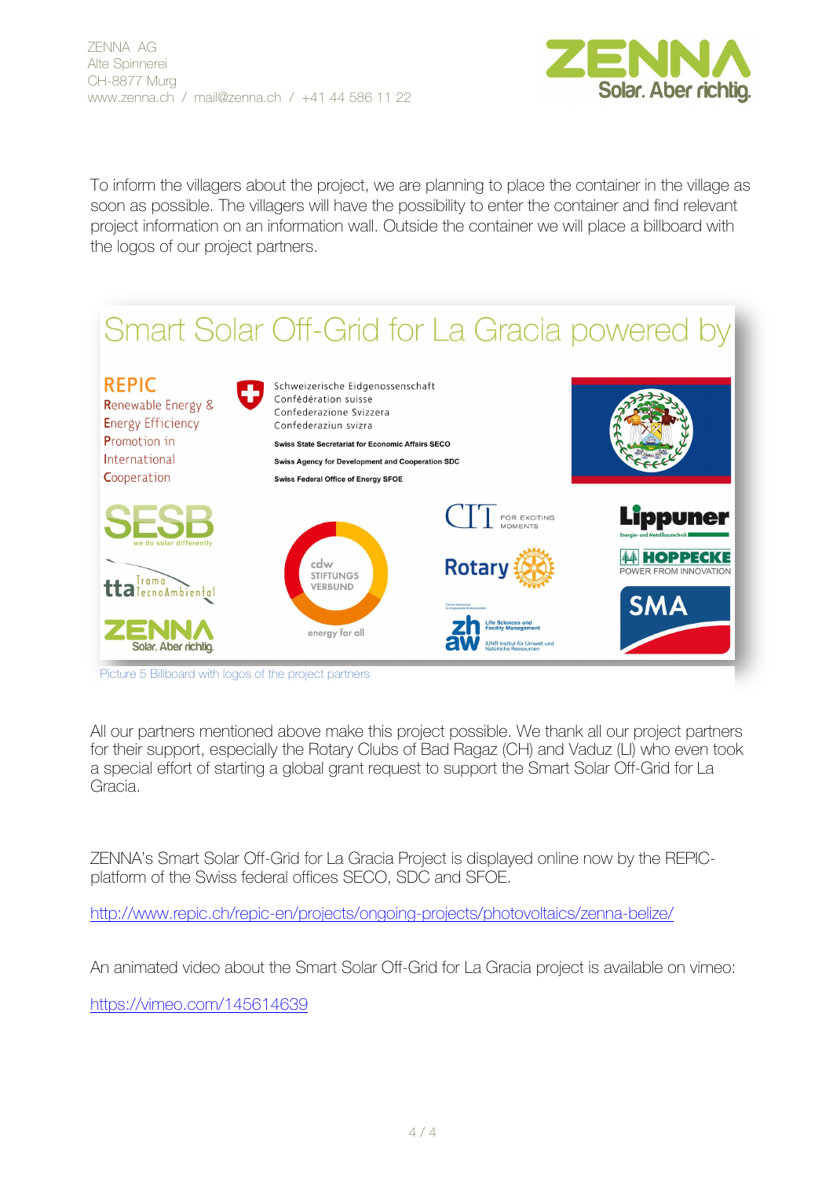To inform the villagers about the project, we are planning to place the container in the village as soon as possible. The villagers will have the possibility to enter the container and find relevant project information on an information wall. Outside the container we will place a billboard with the logos of our project partners.

Smart Solar Off-Grid for La Gracia powered by

REPIC
Renewable Energy & Energy Efficiency Promotion in International Cooperation

Schweizerische Eidgenossenschaft
Confédération suisse
Confederazione Svizzera
Confederaziun svizra

Swiss State Secretariat for Economic Affairs SECO
Swiss Agency for Development and Cooperation SDC
Swiss Federal Office of Energy SFOE

SESB we do solar differently

tta Trama TecnoAmbiental

ZENNA Solar. Aber richtig.

cdw STIFTUNGSVERBUND energy for all

CIT FOR EXCITING MOMENTS

Rotary

zh aw Life Sciences und Facility Management IUNR Institut für Umwelt und Natürliche Ressourcen

Lippuner Energie- und Metallbautechnik

HOPPECKE POWER FROM INNOVATION

SMA

Picture 5 Billboard with logos of the project partners

All our partners mentioned above make this project possible. We thank all our project partners for their support, especially the Rotary Clubs of Bad Ragaz (CH) and Vaduz (LI) who even took a special effort of starting a global grant request to support the Smart Solar Off-Grid for La Gracia.

ZENNA's Smart Solar Off-Grid for La Gracia Project is displayed online now by the REPIC-platform of the Swiss federal offices SECO, SDC and SFOE.

http://www.repic.ch/repic-en/projects/ongoing-projects/photovoltaics/zenna-belize/

An animated video about the Smart Solar Off-Grid for La Gracia project is available on vimeo:

https://vimeo.com/145614639